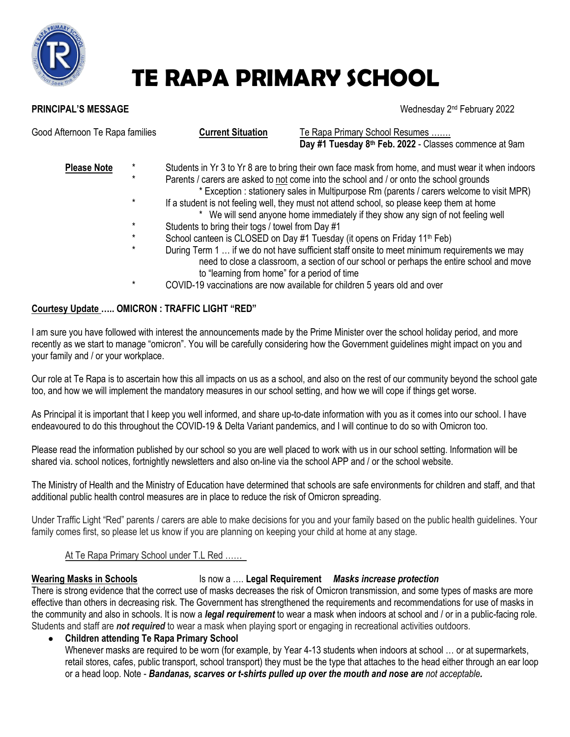# TE RAPA PRIMARY SCHOOL

**PRINCIPAL'S MESSAGE**

Wednesday 2nd February 2022

Good Afternoon Te Rapa families

**Current Situation** — Te Rapa Primary School Resumes …….
**Day #1 Tuesday 8th Feb. 2022** - Classes commence at 9am

**Please Note**

- Students in Yr 3 to Yr 8 are to bring their own face mask from home, and must wear it when indoors
- Parents / carers are asked to not come into the school and / or onto the school grounds
  - * Exception : stationery sales in Multipurpose Rm (parents / carers welcome to visit MPR)
- If a student is not feeling well, they must not attend school, so please keep them at home
  - * We will send anyone home immediately if they show any sign of not feeling well
- Students to bring their togs / towel from Day #1
- School canteen is CLOSED on Day #1 Tuesday (it opens on Friday 11th Feb)
- During Term 1 … if we do not have sufficient staff onsite to meet minimum requirements we may need to close a classroom, a section of our school or perhaps the entire school and move to "learning from home" for a period of time
- COVID-19 vaccinations are now available for children 5 years old and over

## Courtesy Update ….. OMICRON : TRAFFIC LIGHT "RED"

I am sure you have followed with interest the announcements made by the Prime Minister over the school holiday period, and more recently as we start to manage "omicron". You will be carefully considering how the Government guidelines might impact on you and your family and / or your workplace.

Our role at Te Rapa is to ascertain how this all impacts on us as a school, and also on the rest of our community beyond the school gate too, and how we will implement the mandatory measures in our school setting, and how we will cope if things get worse.

As Principal it is important that I keep you well informed, and share up-to-date information with you as it comes into our school. I have endeavoured to do this throughout the COVID-19 & Delta Variant pandemics, and I will continue to do so with Omicron too.

Please read the information published by our school so you are well placed to work with us in our school setting. Information will be shared via. school notices, fortnightly newsletters and also on-line via the school APP and / or the school website.

The Ministry of Health and the Ministry of Education have determined that schools are safe environments for children and staff, and that additional public health control measures are in place to reduce the risk of Omicron spreading.

Under Traffic Light "Red" parents / carers are able to make decisions for you and your family based on the public health guidelines. Your family comes first, so please let us know if you are planning on keeping your child at home at any stage.

At Te Rapa Primary School under T.L Red ……

**Wearing Masks in Schools** Is now a …. **Legal Requirement** ***Masks increase protection***

There is strong evidence that the correct use of masks decreases the risk of Omicron transmission, and some types of masks are more effective than others in decreasing risk. The Government has strengthened the requirements and recommendations for use of masks in the community and also in schools. It is now a ***legal requirement*** to wear a mask when indoors at school and / or in a public-facing role. Students and staff are ***not required*** to wear a mask when playing sport or engaging in recreational activities outdoors.

- **Children attending Te Rapa Primary School**
  Whenever masks are required to be worn (for example, by Year 4-13 students when indoors at school … or at supermarkets, retail stores, cafes, public transport, school transport) they must be the type that attaches to the head either through an ear loop or a head loop. Note - ***Bandanas, scarves or t-shirts pulled up over the mouth and nose are*** *not acceptable**.***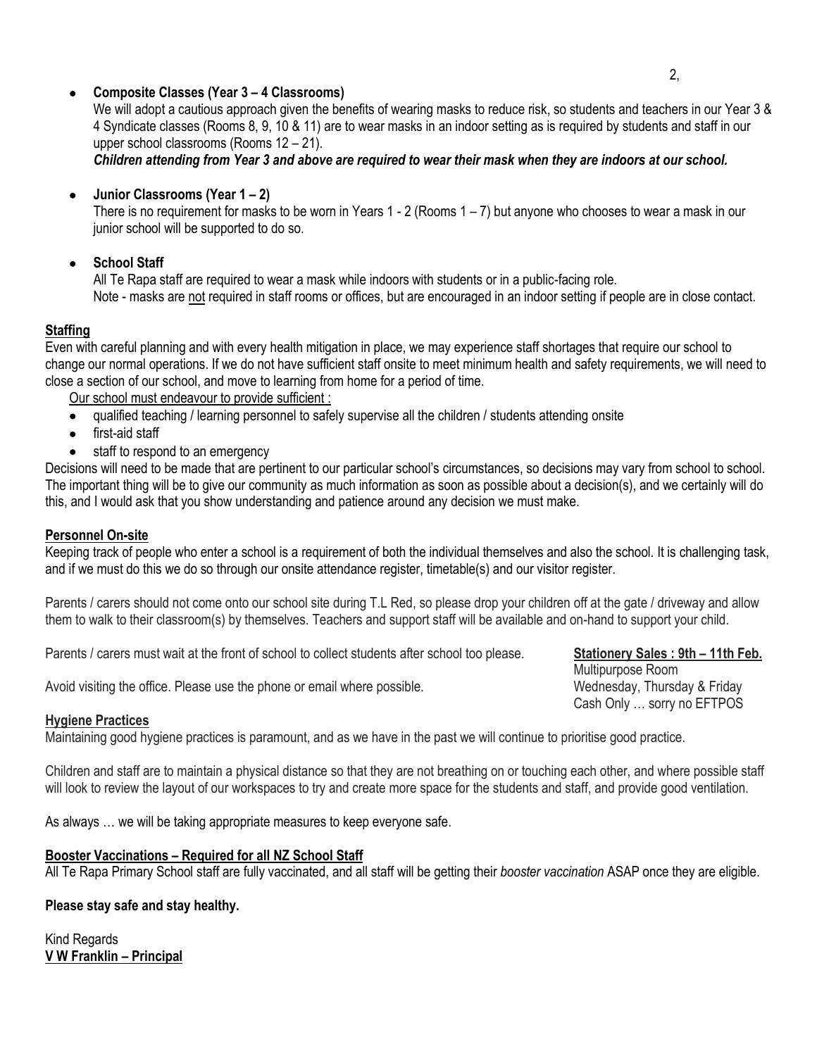- **Composite Classes (Year 3 – 4 Classrooms)**

  We will adopt a cautious approach given the benefits of wearing masks to reduce risk, so students and teachers in our Year 3 & 4 Syndicate classes (Rooms 8, 9, 10 & 11) are to wear masks in an indoor setting as is required by students and staff in our upper school classrooms (Rooms 12 – 21).

  ***Children attending from Year 3 and above are required to wear their mask when they are indoors at our school.***

- **Junior Classrooms (Year 1 – 2)**

  There is no requirement for masks to be worn in Years 1 - 2 (Rooms 1 – 7) but anyone who chooses to wear a mask in our junior school will be supported to do so.

- **School Staff**

  All Te Rapa staff are required to wear a mask while indoors with students or in a public-facing role.

  Note - masks are <u>not</u> required in staff rooms or offices, but are encouraged in an indoor setting if people are in close contact.

## Staffing

Even with careful planning and with every health mitigation in place, we may experience staff shortages that require our school to change our normal operations. If we do not have sufficient staff onsite to meet minimum health and safety requirements, we will need to close a section of our school, and move to learning from home for a period of time.

<u>Our school must endeavour to provide sufficient :</u>

- qualified teaching / learning personnel to safely supervise all the children / students attending onsite
- first-aid staff
- staff to respond to an emergency

Decisions will need to be made that are pertinent to our particular school's circumstances, so decisions may vary from school to school. The important thing will be to give our community as much information as soon as possible about a decision(s), and we certainly will do this, and I would ask that you show understanding and patience around any decision we must make.

## Personnel On-site

Keeping track of people who enter a school is a requirement of both the individual themselves and also the school. It is challenging task, and if we must do this we do so through our onsite attendance register, timetable(s) and our visitor register.

Parents / carers should not come onto our school site during T.L Red, so please drop your children off at the gate / driveway and allow them to walk to their classroom(s) by themselves. Teachers and support staff will be available and on-hand to support your child.

Parents / carers must wait at the front of school to collect students after school too please.

Avoid visiting the office. Please use the phone or email where possible.

**<u>Stationery Sales : 9th – 11th Feb.</u>**
Multipurpose Room
Wednesday, Thursday & Friday
Cash Only … sorry no EFTPOS

## Hygiene Practices

Maintaining good hygiene practices is paramount, and as we have in the past we will continue to prioritise good practice.

Children and staff are to maintain a physical distance so that they are not breathing on or touching each other, and where possible staff will look to review the layout of our workspaces to try and create more space for the students and staff, and provide good ventilation.

As always … we will be taking appropriate measures to keep everyone safe.

## Booster Vaccinations – Required for all NZ School Staff

All Te Rapa Primary School staff are fully vaccinated, and all staff will be getting their *booster vaccination* ASAP once they are eligible.

**Please stay safe and stay healthy.**

Kind Regards
**<u>V W Franklin – Principal</u>**